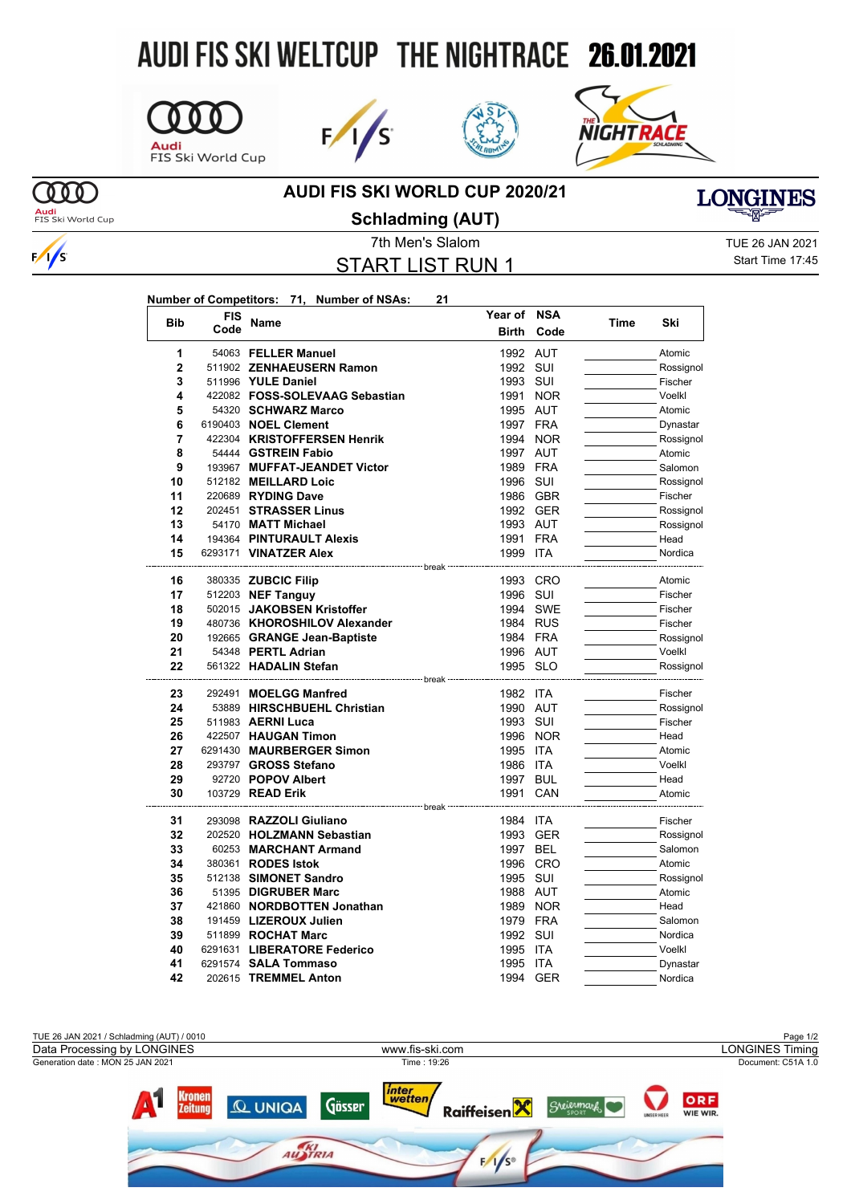# AUDI FIS SKI WELTCUP THE NIGHTRACE 26.01.2021

## AUDI FIS SKI WORLD CUP 2020/21

## Schladming (AUT)

7th Men's Slalom

TUE 26 JAN 2021

Start Time 17:45

## START LIST RUN 1

**Number of Competitors: 71, Number of NSAs: 21**

| Bib | FIS Code | Name | Year of Birth | NSA Code | Time | Ski |
|---|---|---|---|---|---|---|
| 1 | 54063 | **FELLER Manuel** | 1992 | AUT | | Atomic |
| 2 | 511902 | **ZENHAEUSERN Ramon** | 1992 | SUI | | Rossignol |
| 3 | 511996 | **YULE Daniel** | 1993 | SUI | | Fischer |
| 4 | 422082 | **FOSS-SOLEVAAG Sebastian** | 1991 | NOR | | Voelkl |
| 5 | 54320 | **SCHWARZ Marco** | 1995 | AUT | | Atomic |
| 6 | 6190403 | **NOEL Clement** | 1997 | FRA | | Dynastar |
| 7 | 422304 | **KRISTOFFERSEN Henrik** | 1994 | NOR | | Rossignol |
| 8 | 54444 | **GSTREIN Fabio** | 1997 | AUT | | Atomic |
| 9 | 193967 | **MUFFAT-JEANDET Victor** | 1989 | FRA | | Salomon |
| 10 | 512182 | **MEILLARD Loic** | 1996 | SUI | | Rossignol |
| 11 | 220689 | **RYDING Dave** | 1986 | GBR | | Fischer |
| 12 | 202451 | **STRASSER Linus** | 1992 | GER | | Rossignol |
| 13 | 54170 | **MATT Michael** | 1993 | AUT | | Rossignol |
| 14 | 194364 | **PINTURAULT Alexis** | 1991 | FRA | | Head |
| 15 | 6293171 | **VINATZER Alex** | 1999 | ITA | | Nordica |
| | | break | | | | |
| 16 | 380335 | **ZUBCIC Filip** | 1993 | CRO | | Atomic |
| 17 | 512203 | **NEF Tanguy** | 1996 | SUI | | Fischer |
| 18 | 502015 | **JAKOBSEN Kristoffer** | 1994 | SWE | | Fischer |
| 19 | 480736 | **KHOROSHILOV Alexander** | 1984 | RUS | | Fischer |
| 20 | 192665 | **GRANGE Jean-Baptiste** | 1984 | FRA | | Rossignol |
| 21 | 54348 | **PERTL Adrian** | 1996 | AUT | | Voelkl |
| 22 | 561322 | **HADALIN Stefan** | 1995 | SLO | | Rossignol |
| | | break | | | | |
| 23 | 292491 | **MOELGG Manfred** | 1982 | ITA | | Fischer |
| 24 | 53889 | **HIRSCHBUEHL Christian** | 1990 | AUT | | Rossignol |
| 25 | 511983 | **AERNI Luca** | 1993 | SUI | | Fischer |
| 26 | 422507 | **HAUGAN Timon** | 1996 | NOR | | Head |
| 27 | 6291430 | **MAURBERGER Simon** | 1995 | ITA | | Atomic |
| 28 | 293797 | **GROSS Stefano** | 1986 | ITA | | Voelkl |
| 29 | 92720 | **POPOV Albert** | 1997 | BUL | | Head |
| 30 | 103729 | **READ Erik** | 1991 | CAN | | Atomic |
| | | break | | | | |
| 31 | 293098 | **RAZZOLI Giuliano** | 1984 | ITA | | Fischer |
| 32 | 202520 | **HOLZMANN Sebastian** | 1993 | GER | | Rossignol |
| 33 | 60253 | **MARCHANT Armand** | 1997 | BEL | | Salomon |
| 34 | 380361 | **RODES Istok** | 1996 | CRO | | Atomic |
| 35 | 512138 | **SIMONET Sandro** | 1995 | SUI | | Rossignol |
| 36 | 51395 | **DIGRUBER Marc** | 1988 | AUT | | Atomic |
| 37 | 421860 | **NORDBOTTEN Jonathan** | 1989 | NOR | | Head |
| 38 | 191459 | **LIZEROUX Julien** | 1979 | FRA | | Salomon |
| 39 | 511899 | **ROCHAT Marc** | 1992 | SUI | | Nordica |
| 40 | 6291631 | **LIBERATORE Federico** | 1995 | ITA | | Voelkl |
| 41 | 6291574 | **SALA Tommaso** | 1995 | ITA | | Dynastar |
| 42 | 202615 | **TREMMEL Anton** | 1994 | GER | | Nordica |

TUE 26 JAN 2021 / Schladming (AUT) / 0010

Data Processing by LONGINES — www.fis-ski.com — LONGINES Timing

Generation date : MON 25 JAN 2021 — Time : 19:26 — Document: C51A 1.0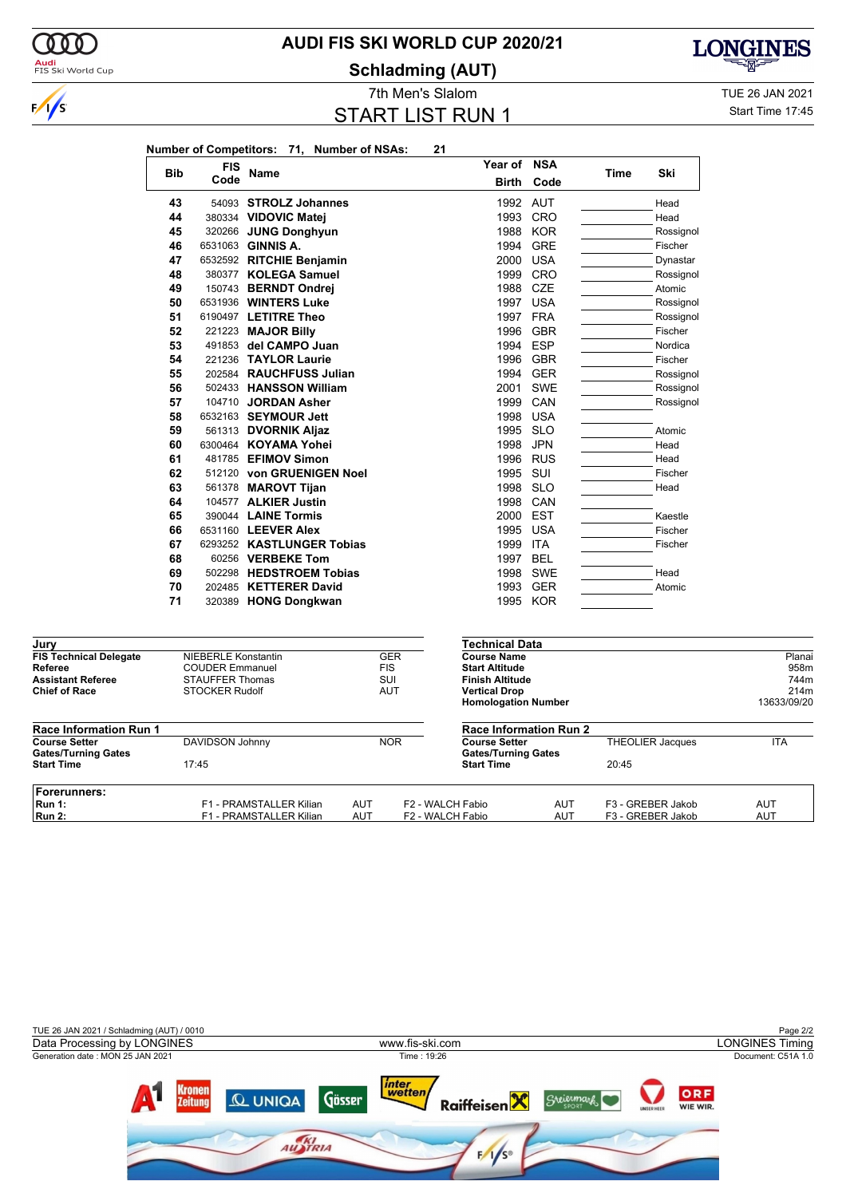# AUDI FIS SKI WORLD CUP 2020/21

## Schladming (AUT)

7th Men's Slalom

TUE 26 JAN 2021

## START LIST RUN 1

Start Time 17:45

**Number of Competitors: 71, Number of NSAs: 21**

| Bib | FIS Code | Name | Year of Birth | NSA Code | Time | Ski |
|---|---|---|---|---|---|---|
| 43 | 54093 | **STROLZ Johannes** | 1992 | AUT | | Head |
| 44 | 380334 | **VIDOVIC Matej** | 1993 | CRO | | Head |
| 45 | 320266 | **JUNG Donghyun** | 1988 | KOR | | Rossignol |
| 46 | 6531063 | **GINNIS A.** | 1994 | GRE | | Fischer |
| 47 | 6532592 | **RITCHIE Benjamin** | 2000 | USA | | Dynastar |
| 48 | 380377 | **KOLEGA Samuel** | 1999 | CRO | | Rossignol |
| 49 | 150743 | **BERNDT Ondrej** | 1988 | CZE | | Atomic |
| 50 | 6531936 | **WINTERS Luke** | 1997 | USA | | Rossignol |
| 51 | 6190497 | **LETITRE Theo** | 1997 | FRA | | Rossignol |
| 52 | 221223 | **MAJOR Billy** | 1996 | GBR | | Fischer |
| 53 | 491853 | **del CAMPO Juan** | 1994 | ESP | | Nordica |
| 54 | 221236 | **TAYLOR Laurie** | 1996 | GBR | | Fischer |
| 55 | 202584 | **RAUCHFUSS Julian** | 1994 | GER | | Rossignol |
| 56 | 502433 | **HANSSON William** | 2001 | SWE | | Rossignol |
| 57 | 104710 | **JORDAN Asher** | 1999 | CAN | | Rossignol |
| 58 | 6532163 | **SEYMOUR Jett** | 1998 | USA | | |
| 59 | 561313 | **DVORNIK Aljaz** | 1995 | SLO | | Atomic |
| 60 | 6300464 | **KOYAMA Yohei** | 1998 | JPN | | Head |
| 61 | 481785 | **EFIMOV Simon** | 1996 | RUS | | Head |
| 62 | 512120 | **von GRUENIGEN Noel** | 1995 | SUI | | Fischer |
| 63 | 561378 | **MAROVT Tijan** | 1998 | SLO | | Head |
| 64 | 104577 | **ALKIER Justin** | 1998 | CAN | | |
| 65 | 390044 | **LAINE Tormis** | 2000 | EST | | Kaestle |
| 66 | 6531160 | **LEEVER Alex** | 1995 | USA | | Fischer |
| 67 | 6293252 | **KASTLUNGER Tobias** | 1999 | ITA | | Fischer |
| 68 | 60256 | **VERBEKE Tom** | 1997 | BEL | | |
| 69 | 502298 | **HEDSTROEM Tobias** | 1998 | SWE | | Head |
| 70 | 202485 | **KETTERER David** | 1993 | GER | | Atomic |
| 71 | 320389 | **HONG Dongkwan** | 1995 | KOR | | |

### Jury

| | | |
|---|---|---|
| **FIS Technical Delegate** | NIEBERLE Konstantin | GER |
| **Referee** | COUDER Emmanuel | FIS |
| **Assistant Referee** | STAUFFER Thomas | SUI |
| **Chief of Race** | STOCKER Rudolf | AUT |

### Technical Data

| | |
|---|---|
| **Course Name** | Planai |
| **Start Altitude** | 958m |
| **Finish Altitude** | 744m |
| **Vertical Drop** | 214m |
| **Homologation Number** | 13633/09/20 |

### Race Information Run 1

| | | |
|---|---|---|
| **Course Setter** | DAVIDSON Johnny | NOR |
| **Gates/Turning Gates** | | |
| **Start Time** | 17:45 | |

### Race Information Run 2

| | | |
|---|---|---|
| **Course Setter** | THEOLIER Jacques | ITA |
| **Gates/Turning Gates** | | |
| **Start Time** | 20:45 | |

### Forerunners:

| | | | | | | |
|---|---|---|---|---|---|---|
| **Run 1:** | F1 - PRAMSTALLER Kilian | AUT | F2 - WALCH Fabio | AUT | F3 - GREBER Jakob | AUT |
| **Run 2:** | F1 - PRAMSTALLER Kilian | AUT | F2 - WALCH Fabio | AUT | F3 - GREBER Jakob | AUT |

TUE 26 JAN 2021 / Schladming (AUT) / 0010

Data Processing by LONGINES — www.fis-ski.com — LONGINES Timing

Generation date : MON 25 JAN 2021 — Time : 19:26 — Document: C51A 1.0